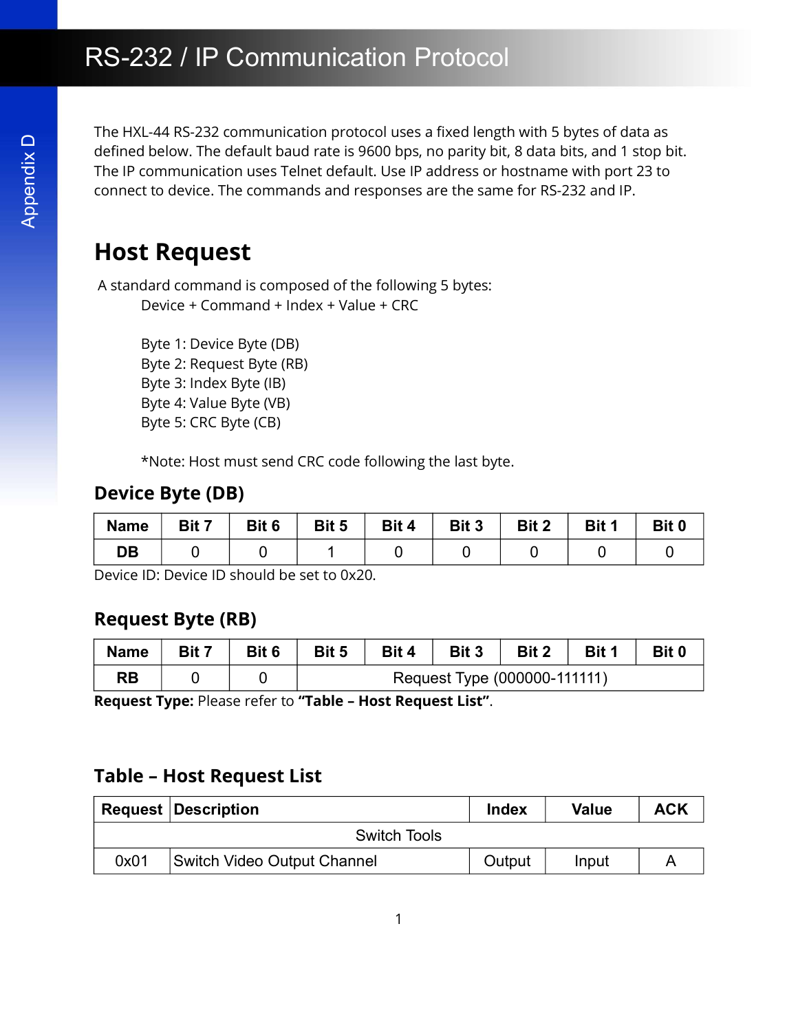# RS-232 / IP Communication Protocol

The HXL-44 RS-232 communication protocol uses a fixed length with 5 bytes of data as defined below. The default baud rate is 9600 bps, no parity bit, 8 data bits, and 1 stop bit. The IP communication uses Telnet default. Use IP address or hostname with port 23 to connect to device. The commands and responses are the same for RS-232 and IP.

## Host Request

A standard command is composed of the following 5 bytes:

Device + Command + Index + Value + CRC

Byte 1: Device Byte (DB)
Byte 2: Request Byte (RB)
Byte 3: Index Byte (IB)
Byte 4: Value Byte (VB)
Byte 5: CRC Byte (CB)

*Note: Host must send CRC code following the last byte.

### Device Byte (DB)

| Name | Bit 7 | Bit 6 | Bit 5 | Bit 4 | Bit 3 | Bit 2 | Bit 1 | Bit 0 |
|---|---|---|---|---|---|---|---|---|
| DB | 0 | 0 | 1 | 0 | 0 | 0 | 0 | 0 |

Device ID: Device ID should be set to 0x20.

### Request Byte (RB)

| Name | Bit 7 | Bit 6 | Bit 5 | Bit 4 | Bit 3 | Bit 2 | Bit 1 | Bit 0 |
|---|---|---|---|---|---|---|---|---|
| RB | 0 | 0 | Request Type (000000-111111) | | | | | |

**Request Type:** Please refer to **"Table – Host Request List"**.

### Table – Host Request List

| Request | Description | Index | Value | ACK |
|---|---|---|---|---|
| Switch Tools | | | | |
| 0x01 | Switch Video Output Channel | Output | Input | A |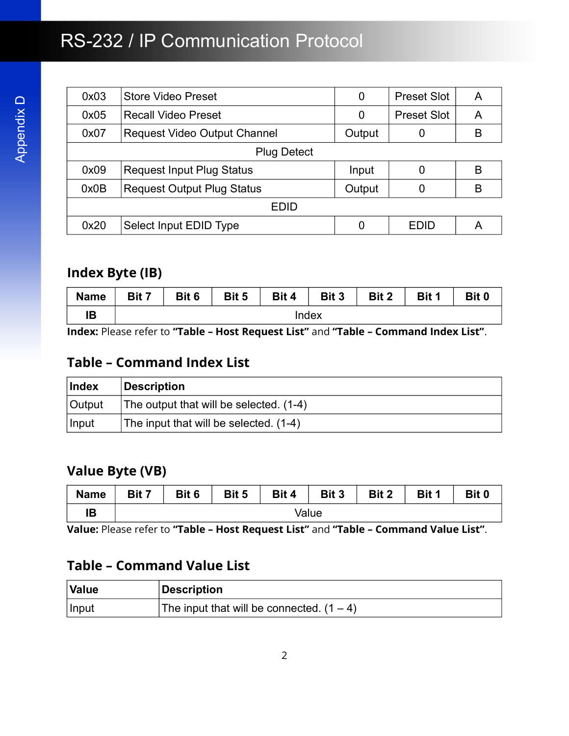| | | | | |
|---|---|---|---|---|
| 0x03 | Store Video Preset | 0 | Preset Slot | A |
| 0x05 | Recall Video Preset | 0 | Preset Slot | A |
| 0x07 | Request Video Output Channel | Output | 0 | B |
| Plug Detect | | | | |
| 0x09 | Request Input Plug Status | Input | 0 | B |
| 0x0B | Request Output Plug Status | Output | 0 | B |
| EDID | | | | |
| 0x20 | Select Input EDID Type | 0 | EDID | A |

## Index Byte (IB)

| Name | Bit 7 | Bit 6 | Bit 5 | Bit 4 | Bit 3 | Bit 2 | Bit 1 | Bit 0 |
|---|---|---|---|---|---|---|---|---|
| IB | Index | | | | | | | |

**Index:** Please refer to **"Table – Host Request List"** and **"Table – Command Index List"**.

## Table – Command Index List

| Index | Description |
|---|---|
| Output | The output that will be selected. (1-4) |
| Input | The input that will be selected. (1-4) |

## Value Byte (VB)

| Name | Bit 7 | Bit 6 | Bit 5 | Bit 4 | Bit 3 | Bit 2 | Bit 1 | Bit 0 |
|---|---|---|---|---|---|---|---|---|
| IB | Value | | | | | | | |

**Value:** Please refer to **"Table – Host Request List"** and **"Table – Command Value List"**.

## Table – Command Value List

| Value | Description |
|---|---|
| Input | The input that will be connected. (1 – 4) |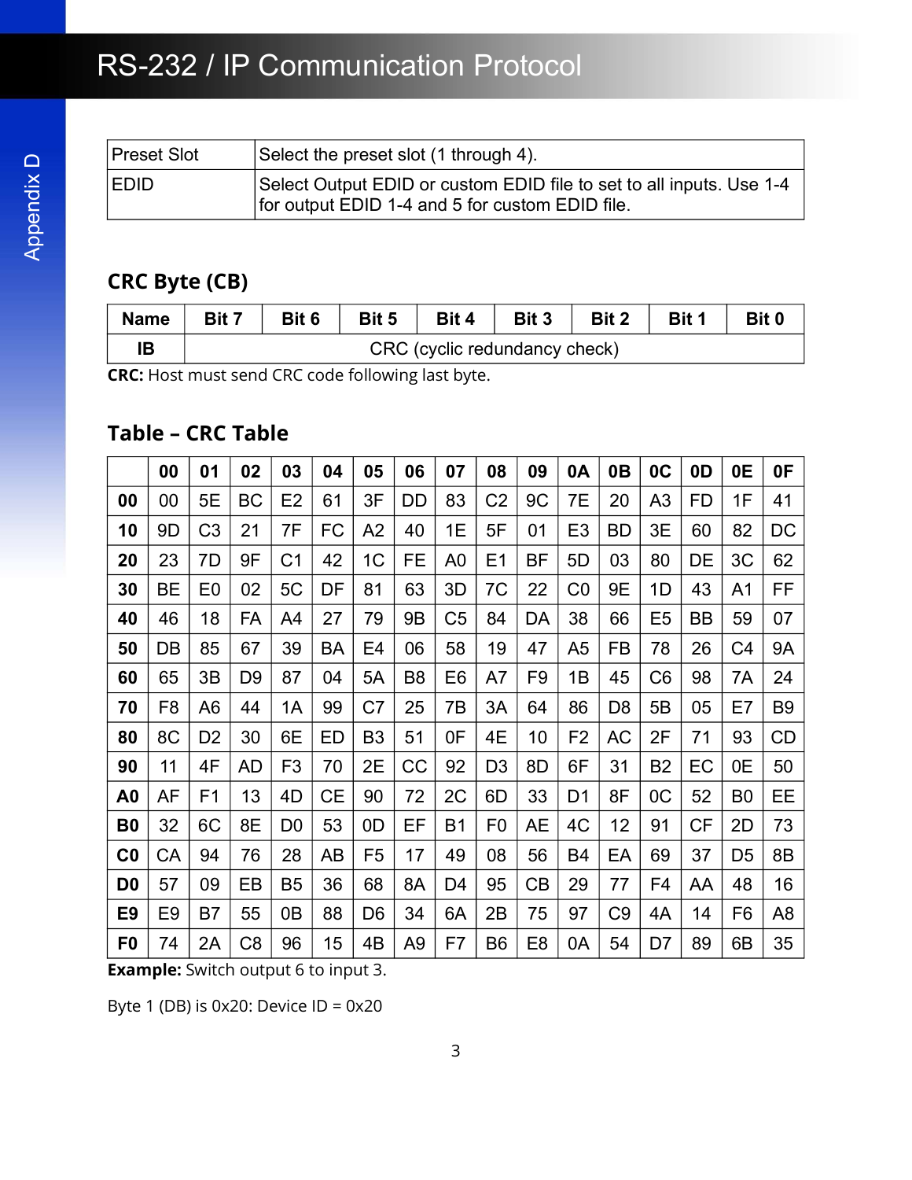| Preset Slot | Select the preset slot (1 through 4). |
|---|---|
| EDID | Select Output EDID or custom EDID file to set to all inputs. Use 1-4 for output EDID 1-4 and 5 for custom EDID file. |

## CRC Byte (CB)

| Name | Bit 7 | Bit 6 | Bit 5 | Bit 4 | Bit 3 | Bit 2 | Bit 1 | Bit 0 |
|---|---|---|---|---|---|---|---|---|
| IB | CRC (cyclic redundancy check) | | | | | | | |

**CRC:** Host must send CRC code following last byte.

## Table – CRC Table

| | 00 | 01 | 02 | 03 | 04 | 05 | 06 | 07 | 08 | 09 | 0A | 0B | 0C | 0D | 0E | 0F |
|---|---|---|---|---|---|---|---|---|---|---|---|---|---|---|---|---|
| **00** | 00 | 5E | BC | E2 | 61 | 3F | DD | 83 | C2 | 9C | 7E | 20 | A3 | FD | 1F | 41 |
| **10** | 9D | C3 | 21 | 7F | FC | A2 | 40 | 1E | 5F | 01 | E3 | BD | 3E | 60 | 82 | DC |
| **20** | 23 | 7D | 9F | C1 | 42 | 1C | FE | A0 | E1 | BF | 5D | 03 | 80 | DE | 3C | 62 |
| **30** | BE | E0 | 02 | 5C | DF | 81 | 63 | 3D | 7C | 22 | C0 | 9E | 1D | 43 | A1 | FF |
| **40** | 46 | 18 | FA | A4 | 27 | 79 | 9B | C5 | 84 | DA | 38 | 66 | E5 | BB | 59 | 07 |
| **50** | DB | 85 | 67 | 39 | BA | E4 | 06 | 58 | 19 | 47 | A5 | FB | 78 | 26 | C4 | 9A |
| **60** | 65 | 3B | D9 | 87 | 04 | 5A | B8 | E6 | A7 | F9 | 1B | 45 | C6 | 98 | 7A | 24 |
| **70** | F8 | A6 | 44 | 1A | 99 | C7 | 25 | 7B | 3A | 64 | 86 | D8 | 5B | 05 | E7 | B9 |
| **80** | 8C | D2 | 30 | 6E | ED | B3 | 51 | 0F | 4E | 10 | F2 | AC | 2F | 71 | 93 | CD |
| **90** | 11 | 4F | AD | F3 | 70 | 2E | CC | 92 | D3 | 8D | 6F | 31 | B2 | EC | 0E | 50 |
| **A0** | AF | F1 | 13 | 4D | CE | 90 | 72 | 2C | 6D | 33 | D1 | 8F | 0C | 52 | B0 | EE |
| **B0** | 32 | 6C | 8E | D0 | 53 | 0D | EF | B1 | F0 | AE | 4C | 12 | 91 | CF | 2D | 73 |
| **C0** | CA | 94 | 76 | 28 | AB | F5 | 17 | 49 | 08 | 56 | B4 | EA | 69 | 37 | D5 | 8B |
| **D0** | 57 | 09 | EB | B5 | 36 | 68 | 8A | D4 | 95 | CB | 29 | 77 | F4 | AA | 48 | 16 |
| **E9** | E9 | B7 | 55 | 0B | 88 | D6 | 34 | 6A | 2B | 75 | 97 | C9 | 4A | 14 | F6 | A8 |
| **F0** | 74 | 2A | C8 | 96 | 15 | 4B | A9 | F7 | B6 | E8 | 0A | 54 | D7 | 89 | 6B | 35 |

**Example:** Switch output 6 to input 3.

Byte 1 (DB) is 0x20: Device ID = 0x20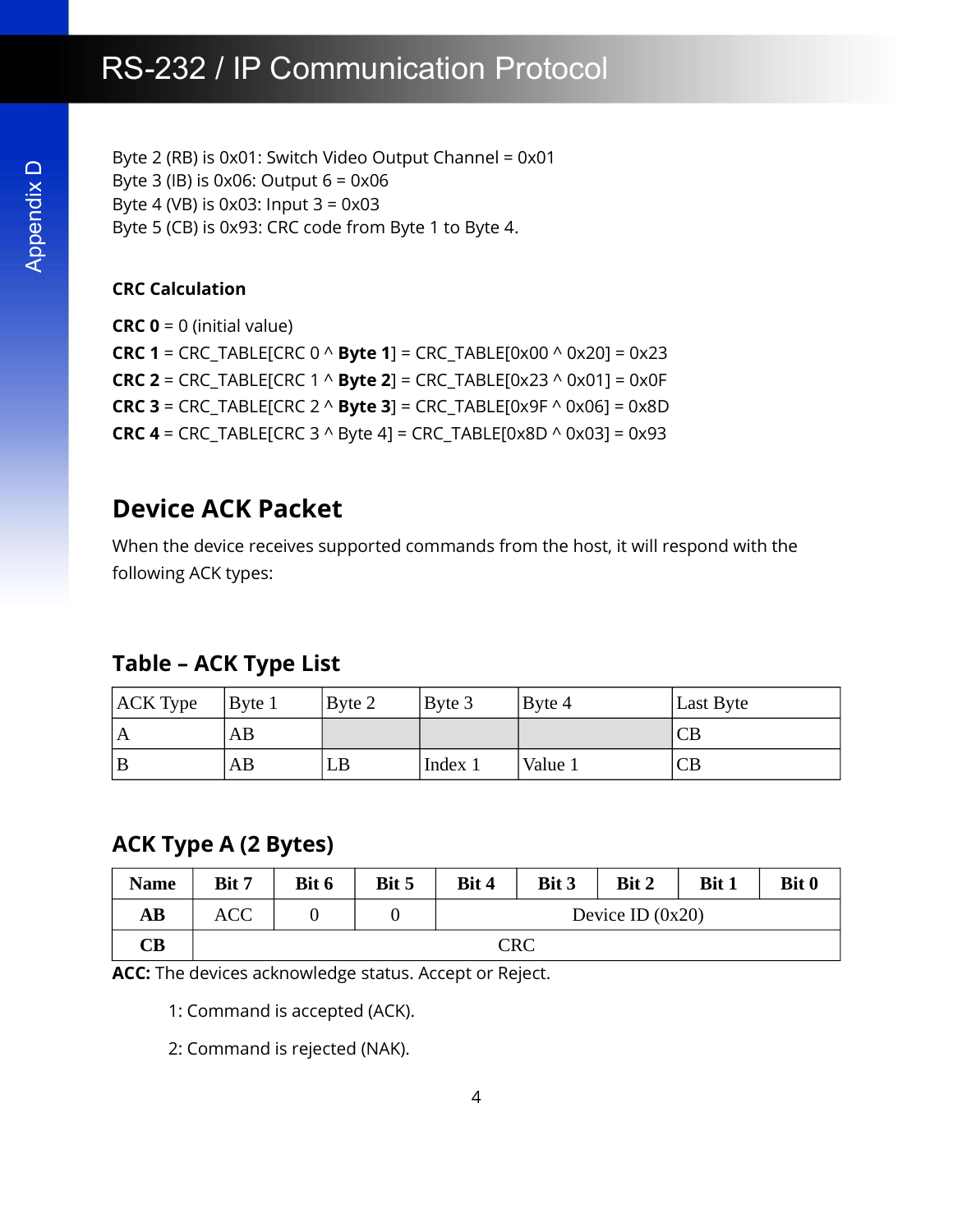Byte 2 (RB) is 0x01: Switch Video Output Channel = 0x01
Byte 3 (IB) is 0x06: Output 6 = 0x06
Byte 4 (VB) is 0x03: Input 3 = 0x03
Byte 5 (CB) is 0x93: CRC code from Byte 1 to Byte 4.

**CRC Calculation**

**CRC 0** = 0 (initial value)
**CRC 1** = CRC_TABLE[CRC 0 ^ **Byte 1**] = CRC_TABLE[0x00 ^ 0x20] = 0x23
**CRC 2** = CRC_TABLE[CRC 1 ^ **Byte 2**] = CRC_TABLE[0x23 ^ 0x01] = 0x0F
**CRC 3** = CRC_TABLE[CRC 2 ^ **Byte 3**] = CRC_TABLE[0x9F ^ 0x06] = 0x8D
**CRC 4** = CRC_TABLE[CRC 3 ^ Byte 4] = CRC_TABLE[0x8D ^ 0x03] = 0x93

## Device ACK Packet

When the device receives supported commands from the host, it will respond with the following ACK types:

### Table – ACK Type List

| ACK Type | Byte 1 | Byte 2 | Byte 3 | Byte 4 | Last Byte |
|---|---|---|---|---|---|
| A | AB | | | | CB |
| B | AB | LB | Index 1 | Value 1 | CB |

### ACK Type A (2 Bytes)

| Name | Bit 7 | Bit 6 | Bit 5 | Bit 4 | Bit 3 | Bit 2 | Bit 1 | Bit 0 |
|---|---|---|---|---|---|---|---|---|
| **AB** | ACC | 0 | 0 | Device ID (0x20) | | | | |
| **CB** | CRC | | | | | | | |

**ACC:** The devices acknowledge status. Accept or Reject.

1: Command is accepted (ACK).

2: Command is rejected (NAK).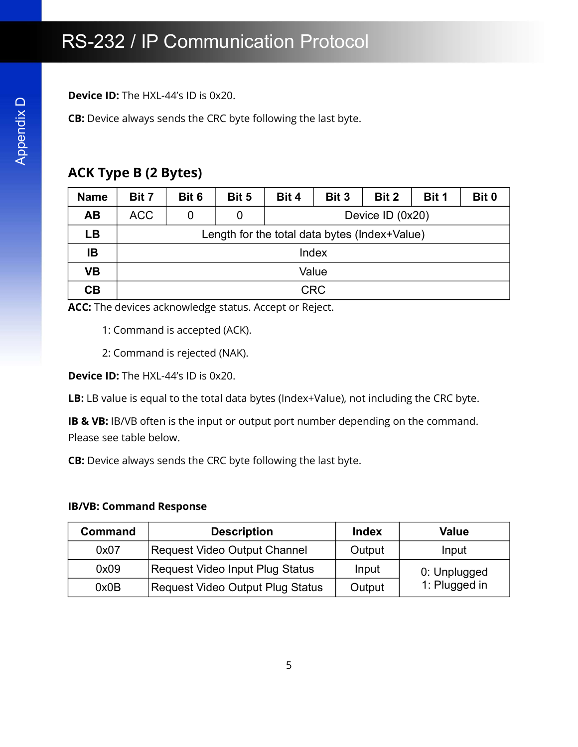**Device ID:** The HXL-44's ID is 0x20.

**CB:** Device always sends the CRC byte following the last byte.

## ACK Type B (2 Bytes)

| Name | Bit 7 | Bit 6 | Bit 5 | Bit 4 | Bit 3 | Bit 2 | Bit 1 | Bit 0 |
|---|---|---|---|---|---|---|---|---|
| AB | ACC | 0 | 0 | Device ID (0x20) | | | | |
| LB | Length for the total data bytes (Index+Value) | | | | | | | |
| IB | Index | | | | | | | |
| VB | Value | | | | | | | |
| CB | CRC | | | | | | | |

**ACC:** The devices acknowledge status. Accept or Reject.

1: Command is accepted (ACK).

2: Command is rejected (NAK).

**Device ID:** The HXL-44's ID is 0x20.

**LB:** LB value is equal to the total data bytes (Index+Value), not including the CRC byte.

**IB & VB:** IB/VB often is the input or output port number depending on the command. Please see table below.

**CB:** Device always sends the CRC byte following the last byte.

#### IB/VB: Command Response

| Command | Description | Index | Value |
|---|---|---|---|
| 0x07 | Request Video Output Channel | Output | Input |
| 0x09 | Request Video Input Plug Status | Input | 0: Unplugged<br>1: Plugged in |
| 0x0B | Request Video Output Plug Status | Output | |